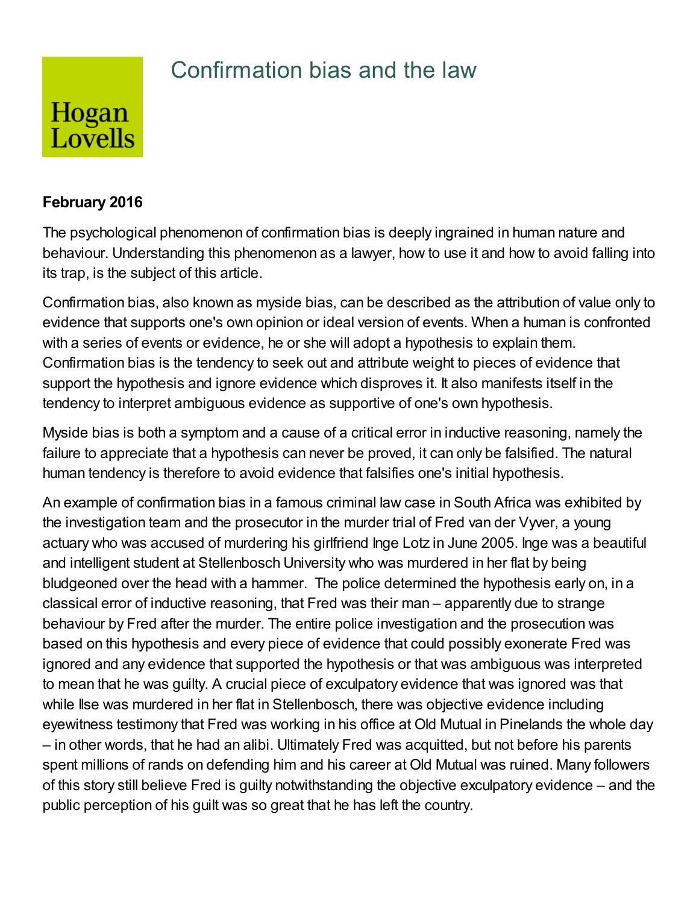# Confirmation bias and the law

**February 2016**

The psychological phenomenon of confirmation bias is deeply ingrained in human nature and behaviour. Understanding this phenomenon as a lawyer, how to use it and how to avoid falling into its trap, is the subject of this article.

Confirmation bias, also known as myside bias, can be described as the attribution of value only to evidence that supports one's own opinion or ideal version of events. When a human is confronted with a series of events or evidence, he or she will adopt a hypothesis to explain them. Confirmation bias is the tendency to seek out and attribute weight to pieces of evidence that support the hypothesis and ignore evidence which disproves it. It also manifests itself in the tendency to interpret ambiguous evidence as supportive of one's own hypothesis.

Myside bias is both a symptom and a cause of a critical error in inductive reasoning, namely the failure to appreciate that a hypothesis can never be proved, it can only be falsified. The natural human tendency is therefore to avoid evidence that falsifies one's initial hypothesis.

An example of confirmation bias in a famous criminal law case in South Africa was exhibited by the investigation team and the prosecutor in the murder trial of Fred van der Vyver, a young actuary who was accused of murdering his girlfriend Inge Lotz in June 2005. Inge was a beautiful and intelligent student at Stellenbosch University who was murdered in her flat by being bludgeoned over the head with a hammer. The police determined the hypothesis early on, in a classical error of inductive reasoning, that Fred was their man – apparently due to strange behaviour by Fred after the murder. The entire police investigation and the prosecution was based on this hypothesis and every piece of evidence that could possibly exonerate Fred was ignored and any evidence that supported the hypothesis or that was ambiguous was interpreted to mean that he was guilty. A crucial piece of exculpatory evidence that was ignored was that while Ilse was murdered in her flat in Stellenbosch, there was objective evidence including eyewitness testimony that Fred was working in his office at Old Mutual in Pinelands the whole day – in other words, that he had an alibi. Ultimately Fred was acquitted, but not before his parents spent millions of rands on defending him and his career at Old Mutual was ruined. Many followers of this story still believe Fred is guilty notwithstanding the objective exculpatory evidence – and the public perception of his guilt was so great that he has left the country.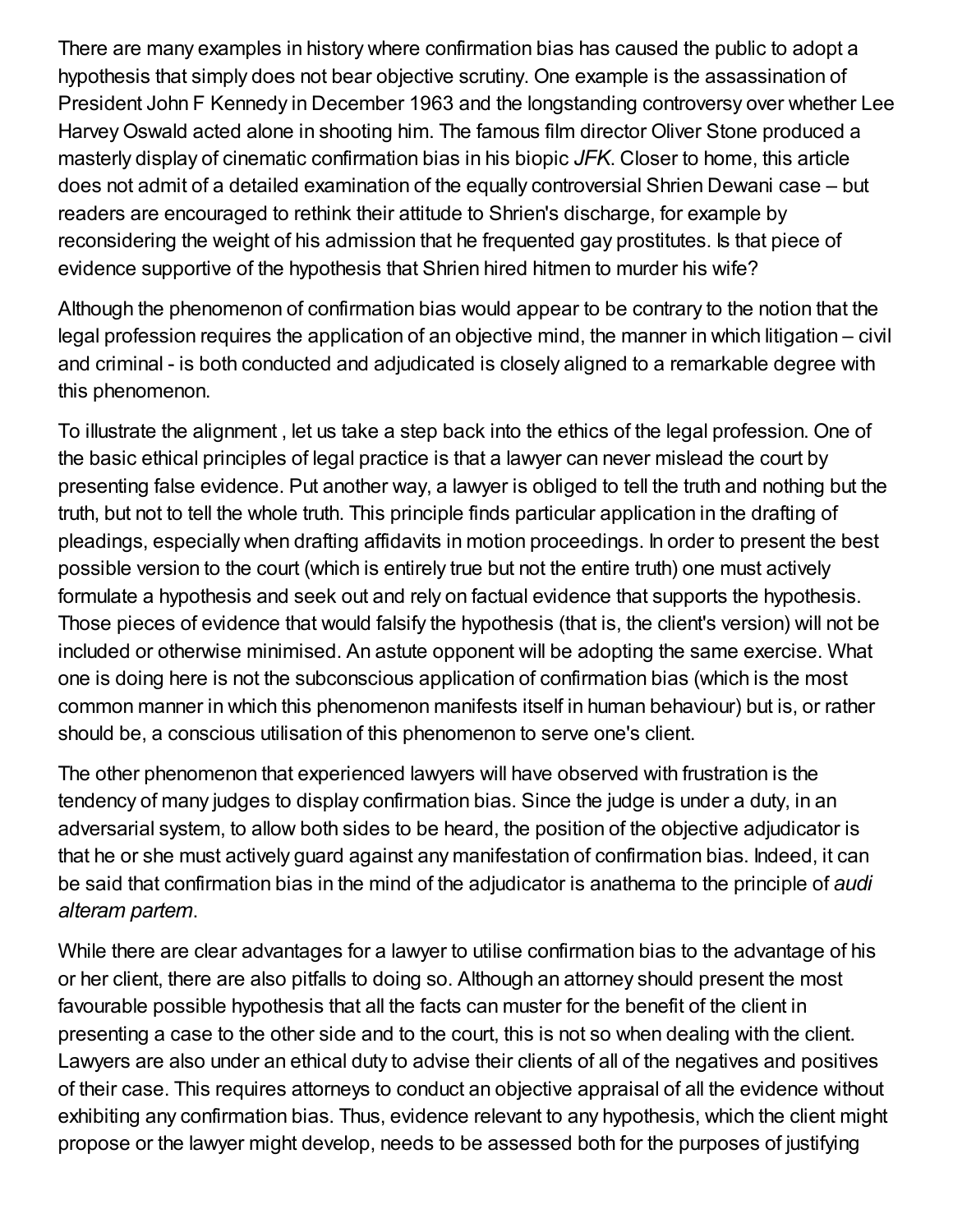There are many examples in history where confirmation bias has caused the public to adopt a hypothesis that simply does not bear objective scrutiny. One example is the assassination of President John F Kennedy in December 1963 and the longstanding controversy over whether Lee Harvey Oswald acted alone in shooting him. The famous film director Oliver Stone produced a masterly display of cinematic confirmation bias in his biopic *JFK*. Closer to home, this article does not admit of a detailed examination of the equally controversial Shrien Dewani case – but readers are encouraged to rethink their attitude to Shrien's discharge, for example by reconsidering the weight of his admission that he frequented gay prostitutes. Is that piece of evidence supportive of the hypothesis that Shrien hired hitmen to murder his wife?

Although the phenomenon of confirmation bias would appear to be contrary to the notion that the legal profession requires the application of an objective mind, the manner in which litigation – civil and criminal - is both conducted and adjudicated is closely aligned to a remarkable degree with this phenomenon.

To illustrate the alignment , let us take a step back into the ethics of the legal profession. One of the basic ethical principles of legal practice is that a lawyer can never mislead the court by presenting false evidence. Put another way, a lawyer is obliged to tell the truth and nothing but the truth, but not to tell the whole truth. This principle finds particular application in the drafting of pleadings, especially when drafting affidavits in motion proceedings. In order to present the best possible version to the court (which is entirely true but not the entire truth) one must actively formulate a hypothesis and seek out and rely on factual evidence that supports the hypothesis. Those pieces of evidence that would falsify the hypothesis (that is, the client's version) will not be included or otherwise minimised. An astute opponent will be adopting the same exercise. What one is doing here is not the subconscious application of confirmation bias (which is the most common manner in which this phenomenon manifests itself in human behaviour) but is, or rather should be, a conscious utilisation of this phenomenon to serve one's client.

The other phenomenon that experienced lawyers will have observed with frustration is the tendency of many judges to display confirmation bias. Since the judge is under a duty, in an adversarial system, to allow both sides to be heard, the position of the objective adjudicator is that he or she must actively guard against any manifestation of confirmation bias. Indeed, it can be said that confirmation bias in the mind of the adjudicator is anathema to the principle of *audi alteram partem*.

While there are clear advantages for a lawyer to utilise confirmation bias to the advantage of his or her client, there are also pitfalls to doing so. Although an attorney should present the most favourable possible hypothesis that all the facts can muster for the benefit of the client in presenting a case to the other side and to the court, this is not so when dealing with the client. Lawyers are also under an ethical duty to advise their clients of all of the negatives and positives of their case. This requires attorneys to conduct an objective appraisal of all the evidence without exhibiting any confirmation bias. Thus, evidence relevant to any hypothesis, which the client might propose or the lawyer might develop, needs to be assessed both for the purposes of justifying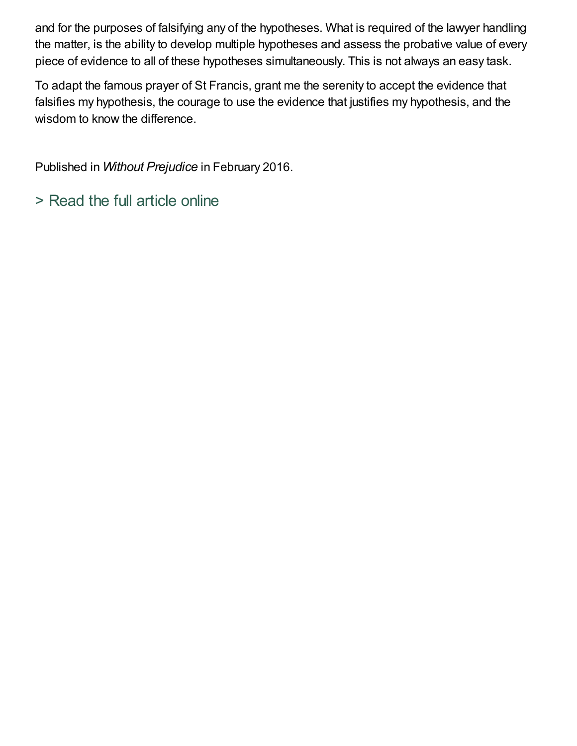and for the purposes of falsifying any of the hypotheses. What is required of the lawyer handling the matter, is the ability to develop multiple hypotheses and assess the probative value of every piece of evidence to all of these hypotheses simultaneously. This is not always an easy task.

To adapt the famous prayer of St Francis, grant me the serenity to accept the evidence that falsifies my hypothesis, the courage to use the evidence that justifies my hypothesis, and the wisdom to know the difference.

Published in *Without Prejudice* in February 2016.

> Read the full article online